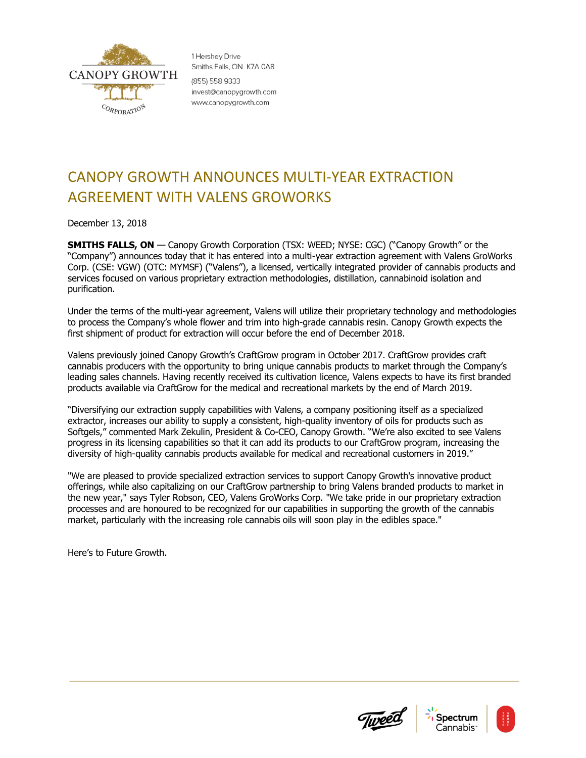1 Hershey Drive
Smiths Falls, ON K7A 0A8

(855) 558 9333
invest@canopygrowth.com
www.canopygrowth.com

# CANOPY GROWTH ANNOUNCES MULTI-YEAR EXTRACTION AGREEMENT WITH VALENS GROWORKS

December 13, 2018

**SMITHS FALLS, ON** — Canopy Growth Corporation (TSX: WEED; NYSE: CGC) ("Canopy Growth" or the "Company") announces today that it has entered into a multi-year extraction agreement with Valens GroWorks Corp. (CSE: VGW) (OTC: MYMSF) ("Valens"), a licensed, vertically integrated provider of cannabis products and services focused on various proprietary extraction methodologies, distillation, cannabinoid isolation and purification.

Under the terms of the multi-year agreement, Valens will utilize their proprietary technology and methodologies to process the Company's whole flower and trim into high-grade cannabis resin. Canopy Growth expects the first shipment of product for extraction will occur before the end of December 2018.

Valens previously joined Canopy Growth's CraftGrow program in October 2017. CraftGrow provides craft cannabis producers with the opportunity to bring unique cannabis products to market through the Company's leading sales channels. Having recently received its cultivation licence, Valens expects to have its first branded products available via CraftGrow for the medical and recreational markets by the end of March 2019.

"Diversifying our extraction supply capabilities with Valens, a company positioning itself as a specialized extractor, increases our ability to supply a consistent, high-quality inventory of oils for products such as Softgels," commented Mark Zekulin, President & Co-CEO, Canopy Growth. "We're also excited to see Valens progress in its licensing capabilities so that it can add its products to our CraftGrow program, increasing the diversity of high-quality cannabis products available for medical and recreational customers in 2019."

"We are pleased to provide specialized extraction services to support Canopy Growth's innovative product offerings, while also capitalizing on our CraftGrow partnership to bring Valens branded products to market in the new year," says Tyler Robson, CEO, Valens GroWorks Corp. "We take pride in our proprietary extraction processes and are honoured to be recognized for our capabilities in supporting the growth of the cannabis market, particularly with the increasing role cannabis oils will soon play in the edibles space."

Here's to Future Growth.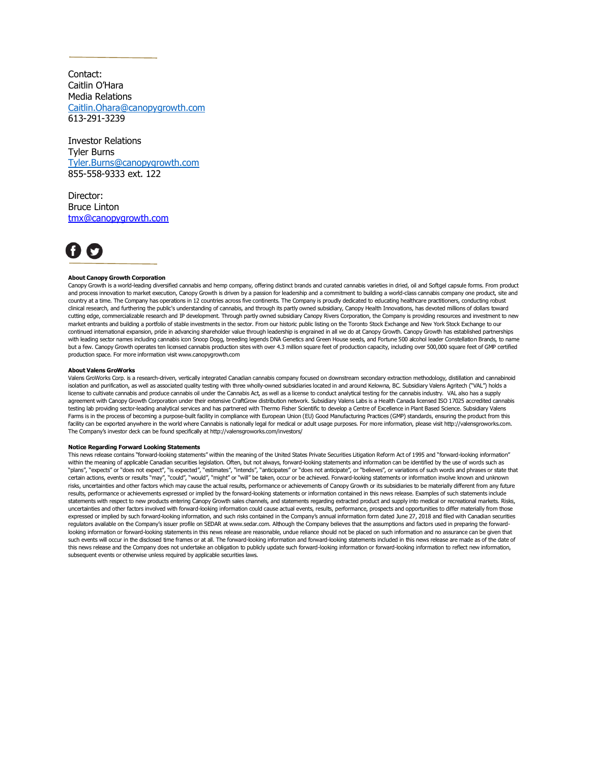Contact:
Caitlin O'Hara
Media Relations
[Caitlin.Ohara@canopygrowth.com](mailto:Caitlin.Ohara@canopygrowth.com)
613-291-3239

Investor Relations
Tyler Burns
[Tyler.Burns@canopygrowth.com](mailto:Tyler.Burns@canopygrowth.com)
855-558-9333 ext. 122

Director:
Bruce Linton
[tmx@canopygrowth.com](mailto:tmx@canopygrowth.com)

**About Canopy Growth Corporation**
Canopy Growth is a world-leading diversified cannabis and hemp company, offering distinct brands and curated cannabis varieties in dried, oil and Softgel capsule forms. From product and process innovation to market execution, Canopy Growth is driven by a passion for leadership and a commitment to building a world-class cannabis company one product, site and country at a time. The Company has operations in 12 countries across five continents. The Company is proudly dedicated to educating healthcare practitioners, conducting robust clinical research, and furthering the public's understanding of cannabis, and through its partly owned subsidiary, Canopy Health Innovations, has devoted millions of dollars toward cutting edge, commercializable research and IP development. Through partly owned subsidiary Canopy Rivers Corporation, the Company is providing resources and investment to new market entrants and building a portfolio of stable investments in the sector. From our historic public listing on the Toronto Stock Exchange and New York Stock Exchange to our continued international expansion, pride in advancing shareholder value through leadership is engrained in all we do at Canopy Growth. Canopy Growth has established partnerships with leading sector names including cannabis icon Snoop Dogg, breeding legends DNA Genetics and Green House seeds, and Fortune 500 alcohol leader Constellation Brands, to name but a few. Canopy Growth operates ten licensed cannabis production sites with over 4.3 million square feet of production capacity, including over 500,000 square feet of GMP certified production space. For more information visit www.canopygrowth.com

**About Valens GroWorks**
Valens GroWorks Corp. is a research-driven, vertically integrated Canadian cannabis company focused on downstream secondary extraction methodology, distillation and cannabinoid isolation and purification, as well as associated quality testing with three wholly-owned subsidiaries located in and around Kelowna, BC. Subsidiary Valens Agritech ("VAL") holds a license to cultivate cannabis and produce cannabis oil under the Cannabis Act, as well as a license to conduct analytical testing for the cannabis industry. VAL also has a supply agreement with Canopy Growth Corporation under their extensive CraftGrow distribution network. Subsidiary Valens Labs is a Health Canada licensed ISO 17025 accredited cannabis testing lab providing sector-leading analytical services and has partnered with Thermo Fisher Scientific to develop a Centre of Excellence in Plant Based Science. Subsidiary Valens Farms is in the process of becoming a purpose-built facility in compliance with European Union (EU) Good Manufacturing Practices (GMP) standards, ensuring the product from this facility can be exported anywhere in the world where Cannabis is nationally legal for medical or adult usage purposes. For more information, please visit http://valensgroworks.com. The Company's investor deck can be found specifically at http://valensgroworks.com/investors/

**Notice Regarding Forward Looking Statements**
This news release contains "forward-looking statements" within the meaning of the United States Private Securities Litigation Reform Act of 1995 and "forward-looking information" within the meaning of applicable Canadian securities legislation. Often, but not always, forward-looking statements and information can be identified by the use of words such as "plans", "expects" or "does not expect", "is expected", "estimates", "intends", "anticipates" or "does not anticipate", or "believes", or variations of such words and phrases or state that certain actions, events or results "may", "could", "would", "might" or "will" be taken, occur or be achieved. Forward-looking statements or information involve known and unknown risks, uncertainties and other factors which may cause the actual results, performance or achievements of Canopy Growth or its subsidiaries to be materially different from any future results, performance or achievements expressed or implied by the forward-looking statements or information contained in this news release. Examples of such statements include statements with respect to new products entering Canopy Growth sales channels, and statements regarding extracted product and supply into medical or recreational markets. Risks, uncertainties and other factors involved with forward-looking information could cause actual events, results, performance, prospects and opportunities to differ materially from those expressed or implied by such forward-looking information, and such risks contained in the Company's annual information form dated June 27, 2018 and filed with Canadian securities regulators available on the Company's issuer profile on SEDAR at www.sedar.com. Although the Company believes that the assumptions and factors used in preparing the forward-looking information or forward-looking statements in this news release are reasonable, undue reliance should not be placed on such information and no assurance can be given that such events will occur in the disclosed time frames or at all. The forward-looking information and forward-looking statements included in this news release are made as of the date of this news release and the Company does not undertake an obligation to publicly update such forward-looking information or forward-looking information to reflect new information, subsequent events or otherwise unless required by applicable securities laws.